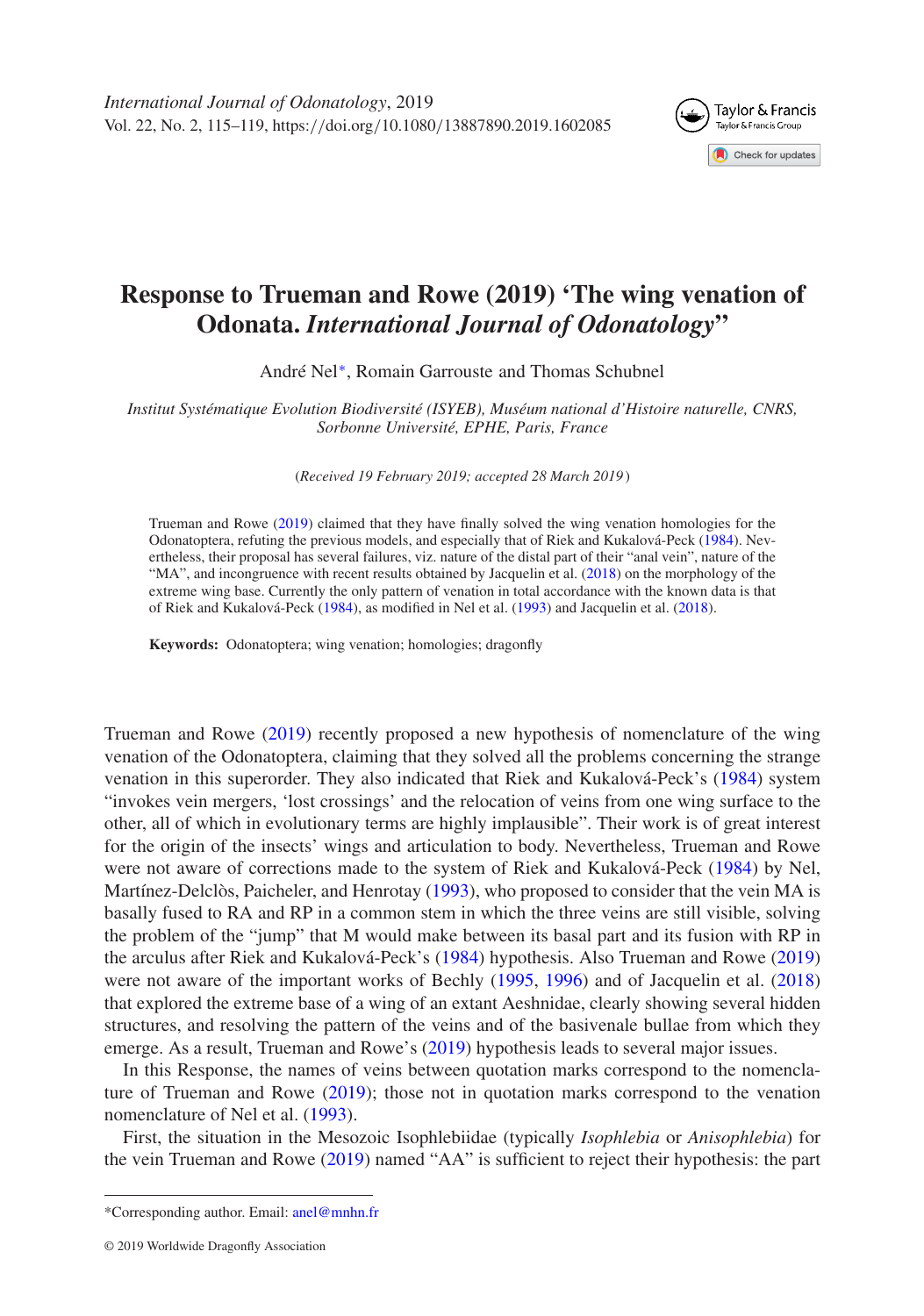# Response to Trueman and Rowe (2019) 'The wing venation of Odonata. *International Journal of Odonatology*''

André Nel*, Romain Garrouste and Thomas Schubnel

*Institut Systématique Evolution Biodiversité (ISYEB), Muséum national d'Histoire naturelle, CNRS, Sorbonne Université, EPHE, Paris, France*

(*Received 19 February 2019; accepted 28 March 2019*)

Trueman and Rowe (2019) claimed that they have finally solved the wing venation homologies for the Odonatoptera, refuting the previous models, and especially that of Riek and Kukalová-Peck (1984). Nevertheless, their proposal has several failures, viz. nature of the distal part of their "anal vein", nature of the "MA", and incongruence with recent results obtained by Jacquelin et al. (2018) on the morphology of the extreme wing base. Currently the only pattern of venation in total accordance with the known data is that of Riek and Kukalová-Peck (1984), as modified in Nel et al. (1993) and Jacquelin et al. (2018).

**Keywords:** Odonatoptera; wing venation; homologies; dragonfly

Trueman and Rowe (2019) recently proposed a new hypothesis of nomenclature of the wing venation of the Odonatoptera, claiming that they solved all the problems concerning the strange venation in this superorder. They also indicated that Riek and Kukalová-Peck's (1984) system "invokes vein mergers, 'lost crossings' and the relocation of veins from one wing surface to the other, all of which in evolutionary terms are highly implausible". Their work is of great interest for the origin of the insects' wings and articulation to body. Nevertheless, Trueman and Rowe were not aware of corrections made to the system of Riek and Kukalová-Peck (1984) by Nel, Martínez-Delclòs, Paicheler, and Henrotay (1993), who proposed to consider that the vein MA is basally fused to RA and RP in a common stem in which the three veins are still visible, solving the problem of the "jump" that M would make between its basal part and its fusion with RP in the arculus after Riek and Kukalová-Peck's (1984) hypothesis. Also Trueman and Rowe (2019) were not aware of the important works of Bechly (1995, 1996) and of Jacquelin et al. (2018) that explored the extreme base of a wing of an extant Aeshnidae, clearly showing several hidden structures, and resolving the pattern of the veins and of the basivenale bullae from which they emerge. As a result, Trueman and Rowe's (2019) hypothesis leads to several major issues.

In this Response, the names of veins between quotation marks correspond to the nomenclature of Trueman and Rowe (2019); those not in quotation marks correspond to the venation nomenclature of Nel et al. (1993).

First, the situation in the Mesozoic Isophlebiidae (typically *Isophlebia* or *Anisophlebia*) for the vein Trueman and Rowe (2019) named "AA" is sufficient to reject their hypothesis: the part

*Corresponding author. Email: anel@mnhn.fr

© 2019 Worldwide Dragonfly Association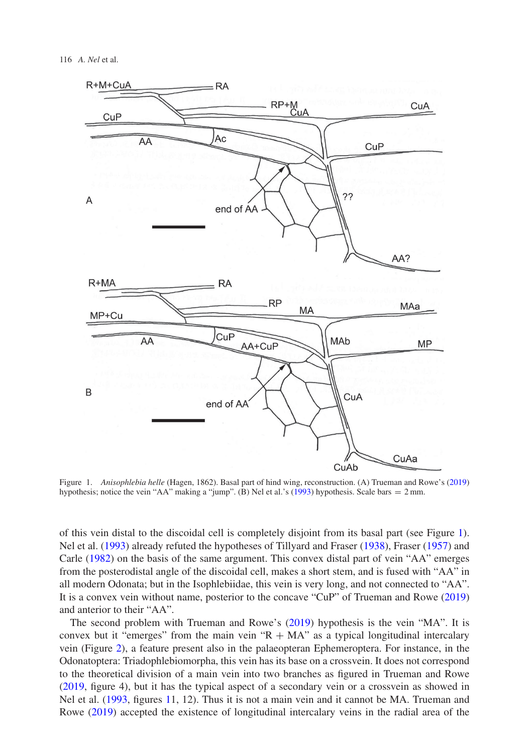Figure 1. *Anisophlebia helle* (Hagen, 1862). Basal part of hind wing, reconstruction. (A) Trueman and Rowe's (2019) hypothesis; notice the vein "AA" making a "jump". (B) Nel et al.'s (1993) hypothesis. Scale bars = 2 mm.

of this vein distal to the discoidal cell is completely disjoint from its basal part (see Figure 1). Nel et al. (1993) already refuted the hypotheses of Tillyard and Fraser (1938), Fraser (1957) and Carle (1982) on the basis of the same argument. This convex distal part of vein "AA" emerges from the posterodistal angle of the discoidal cell, makes a short stem, and is fused with "AA" in all modern Odonata; but in the Isophlebiidae, this vein is very long, and not connected to "AA". It is a convex vein without name, posterior to the concave "CuP" of Trueman and Rowe (2019) and anterior to their "AA".

The second problem with Trueman and Rowe's (2019) hypothesis is the vein "MA". It is convex but it "emerges" from the main vein "R + MA" as a typical longitudinal intercalary vein (Figure 2), a feature present also in the palaeopteran Ephemeroptera. For instance, in the Odonatoptera: Triadophlebiomorpha, this vein has its base on a crossvein. It does not correspond to the theoretical division of a main vein into two branches as figured in Trueman and Rowe (2019, figure 4), but it has the typical aspect of a secondary vein or a crossvein as showed in Nel et al. (1993, figures 11, 12). Thus it is not a main vein and it cannot be MA. Trueman and Rowe (2019) accepted the existence of longitudinal intercalary veins in the radial area of the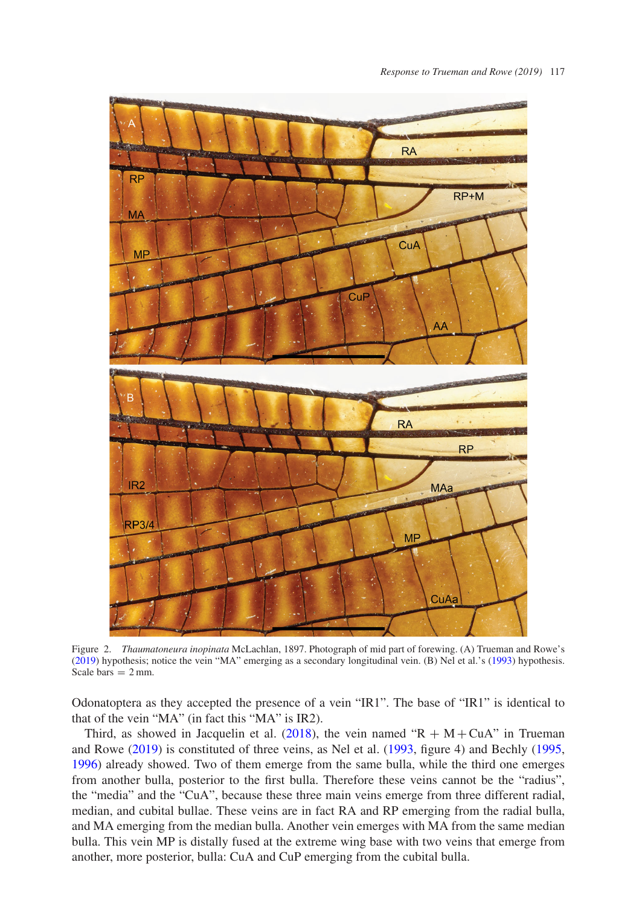Figure 2. *Thaumatoneura inopinata* McLachlan, 1897. Photograph of mid part of forewing. (A) Trueman and Rowe's (2019) hypothesis; notice the vein "MA" emerging as a secondary longitudinal vein. (B) Nel et al.'s (1993) hypothesis. Scale bars = 2 mm.

Odonatoptera as they accepted the presence of a vein "IR1". The base of "IR1" is identical to that of the vein "MA" (in fact this "MA" is IR2).

Third, as showed in Jacquelin et al. (2018), the vein named "R + M + CuA" in Trueman and Rowe (2019) is constituted of three veins, as Nel et al. (1993, figure 4) and Bechly (1995, 1996) already showed. Two of them emerge from the same bulla, while the third one emerges from another bulla, posterior to the first bulla. Therefore these veins cannot be the "radius", the "media" and the "CuA", because these three main veins emerge from three different radial, median, and cubital bullae. These veins are in fact RA and RP emerging from the radial bulla, and MA emerging from the median bulla. Another vein emerges with MA from the same median bulla. This vein MP is distally fused at the extreme wing base with two veins that emerge from another, more posterior, bulla: CuA and CuP emerging from the cubital bulla.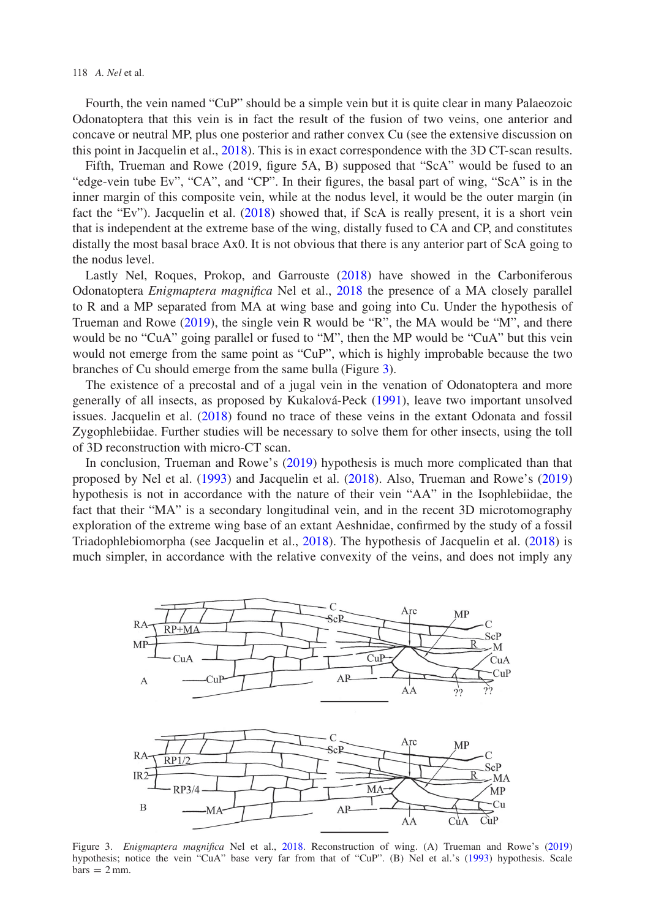Fourth, the vein named "CuP" should be a simple vein but it is quite clear in many Palaeozoic Odonatoptera that this vein is in fact the result of the fusion of two veins, one anterior and concave or neutral MP, plus one posterior and rather convex Cu (see the extensive discussion on this point in Jacquelin et al., 2018). This is in exact correspondence with the 3D CT-scan results.

Fifth, Trueman and Rowe (2019, figure 5A, B) supposed that "ScA" would be fused to an "edge-vein tube Ev", "CA", and "CP". In their figures, the basal part of wing, "ScA" is in the inner margin of this composite vein, while at the nodus level, it would be the outer margin (in fact the "Ev"). Jacquelin et al. (2018) showed that, if ScA is really present, it is a short vein that is independent at the extreme base of the wing, distally fused to CA and CP, and constitutes distally the most basal brace Ax0. It is not obvious that there is any anterior part of ScA going to the nodus level.

Lastly Nel, Roques, Prokop, and Garrouste (2018) have showed in the Carboniferous Odonatoptera *Enigmaptera magnifica* Nel et al., 2018 the presence of a MA closely parallel to R and a MP separated from MA at wing base and going into Cu. Under the hypothesis of Trueman and Rowe (2019), the single vein R would be "R", the MA would be "M", and there would be no "CuA" going parallel or fused to "M", then the MP would be "CuA" but this vein would not emerge from the same point as "CuP", which is highly improbable because the two branches of Cu should emerge from the same bulla (Figure 3).

The existence of a precostal and of a jugal vein in the venation of Odonatoptera and more generally of all insects, as proposed by Kukalová-Peck (1991), leave two important unsolved issues. Jacquelin et al. (2018) found no trace of these veins in the extant Odonata and fossil Zygophlebiidae. Further studies will be necessary to solve them for other insects, using the toll of 3D reconstruction with micro-CT scan.

In conclusion, Trueman and Rowe's (2019) hypothesis is much more complicated than that proposed by Nel et al. (1993) and Jacquelin et al. (2018). Also, Trueman and Rowe's (2019) hypothesis is not in accordance with the nature of their vein "AA" in the Isophlebiidae, the fact that their "MA" is a secondary longitudinal vein, and in the recent 3D microtomography exploration of the extreme wing base of an extant Aeshnidae, confirmed by the study of a fossil Triadophlebiomorpha (see Jacquelin et al., 2018). The hypothesis of Jacquelin et al. (2018) is much simpler, in accordance with the relative convexity of the veins, and does not imply any

Figure 3. *Enigmaptera magnifica* Nel et al., 2018. Reconstruction of wing. (A) Trueman and Rowe's (2019) hypothesis; notice the vein "CuA" base very far from that of "CuP". (B) Nel et al.'s (1993) hypothesis. Scale bars = 2 mm.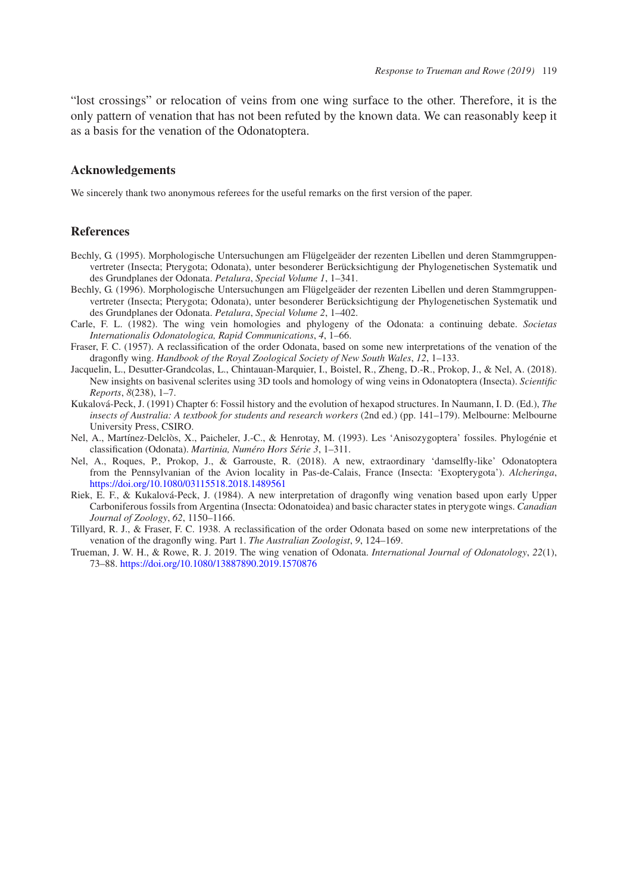"lost crossings" or relocation of veins from one wing surface to the other. Therefore, it is the only pattern of venation that has not been refuted by the known data. We can reasonably keep it as a basis for the venation of the Odonatoptera.

## Acknowledgements

We sincerely thank two anonymous referees for the useful remarks on the first version of the paper.

## References

Bechly, G. (1995). Morphologische Untersuchungen am Flügelgeäder der rezenten Libellen und deren Stammgruppenvertreter (Insecta; Pterygota; Odonata), unter besonderer Berücksichtigung der Phylogenetischen Systematik und des Grundplanes der Odonata. *Petalura*, *Special Volume 1*, 1–341.

Bechly, G. (1996). Morphologische Untersuchungen am Flügelgeäder der rezenten Libellen und deren Stammgruppenvertreter (Insecta; Pterygota; Odonata), unter besonderer Berücksichtigung der Phylogenetischen Systematik und des Grundplanes der Odonata. *Petalura*, *Special Volume 2*, 1–402.

Carle, F. L. (1982). The wing vein homologies and phylogeny of the Odonata: a continuing debate. *Societas Internationalis Odonatologica, Rapid Communications*, *4*, 1–66.

Fraser, F. C. (1957). A reclassification of the order Odonata, based on some new interpretations of the venation of the dragonfly wing. *Handbook of the Royal Zoological Society of New South Wales*, *12*, 1–133.

Jacquelin, L., Desutter-Grandcolas, L., Chintauan-Marquier, I., Boistel, R., Zheng, D.-R., Prokop, J., & Nel, A. (2018). New insights on basivenal sclerites using 3D tools and homology of wing veins in Odonatoptera (Insecta). *Scientific Reports*, *8*(238), 1–7.

Kukalová-Peck, J. (1991) Chapter 6: Fossil history and the evolution of hexapod structures. In Naumann, I. D. (Ed.), *The insects of Australia: A textbook for students and research workers* (2nd ed.) (pp. 141–179). Melbourne: Melbourne University Press, CSIRO.

Nel, A., Martínez-Delclòs, X., Paicheler, J.-C., & Henrotay, M. (1993). Les 'Anisozygoptera' fossiles. Phylogénie et classification (Odonata). *Martinia, Numéro Hors Série 3*, 1–311.

Nel, A., Roques, P., Prokop, J., & Garrouste, R. (2018). A new, extraordinary 'damselfly-like' Odonatoptera from the Pennsylvanian of the Avion locality in Pas-de-Calais, France (Insecta: 'Exopterygota'). *Alcheringa*, https://doi.org/10.1080/03115518.2018.1489561

Riek, E. F., & Kukalová-Peck, J. (1984). A new interpretation of dragonfly wing venation based upon early Upper Carboniferous fossils from Argentina (Insecta: Odonatoidea) and basic character states in pterygote wings. *Canadian Journal of Zoology*, *62*, 1150–1166.

Tillyard, R. J., & Fraser, F. C. 1938. A reclassification of the order Odonata based on some new interpretations of the venation of the dragonfly wing. Part 1. *The Australian Zoologist*, *9*, 124–169.

Trueman, J. W. H., & Rowe, R. J. 2019. The wing venation of Odonata. *International Journal of Odonatology*, *22*(1), 73–88. https://doi.org/10.1080/13887890.2019.1570876